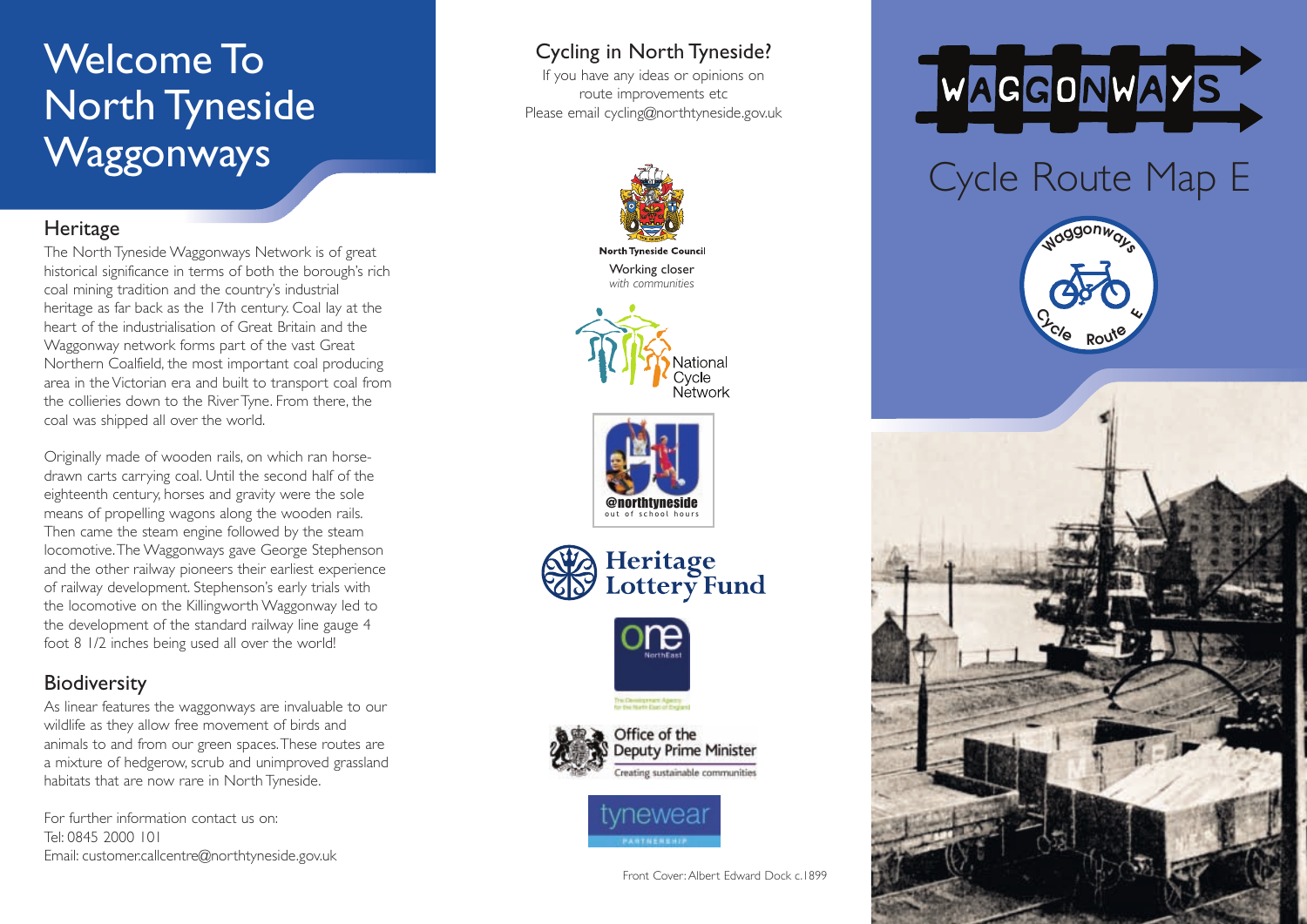# Welcome To North Tyneside Waggonways

## Heritage

The North Tyneside Waggonways Network is of great historical significance in terms of both the borough's rich coal mining tradition and the country's industrial heritage as far back as the 17th century. Coal lay at the heart of the industrialisation of Great Britain and the Waggonway network forms part of the vast Great Northern Coalfield, the most important coal producing area in the Victorian era and built to transport coal from the collieries down to the River Tyne. From there, the coal was shipped all over the world.

Originally made of wooden rails, on which ran horse-drawn carts carrying coal. Until the second half of the eighteenth century, horses and gravity were the sole means of propelling wagons along the wooden rails. Then came the steam engine followed by the steam locomotive. The Waggonways gave George Stephenson and the other railway pioneers their earliest experience of railway development. Stephenson's early trials with the locomotive on the Killingworth Waggonway led to the development of the standard railway line gauge 4 foot 8 1/2 inches being used all over the world!

## Biodiversity

As linear features the waggonways are invaluable to our wildlife as they allow free movement of birds and animals to and from our green spaces. These routes are a mixture of hedgerow, scrub and unimproved grassland habitats that are now rare in North Tyneside.

For further information contact us on:
Tel: 0845 2000 101
Email: customer.callcentre@northtyneside.gov.uk

## Cycling in North Tyneside?

If you have any ideas or opinions on route improvements etc
Please email cycling@northtyneside.gov.uk

North Tyneside Council
Working closer
*with communities*

National Cycle Network

@northtyneside
out of school hours

Heritage Lottery Fund

one NorthEast
The Development Agency for the North East of England

Office of the Deputy Prime Minister
Creating sustainable communities

tynewear PARTNERSHIP

Front Cover: Albert Edward Dock c.1899

# WAGGONWAYS

# Cycle Route Map E

Waggonways Cycle Route E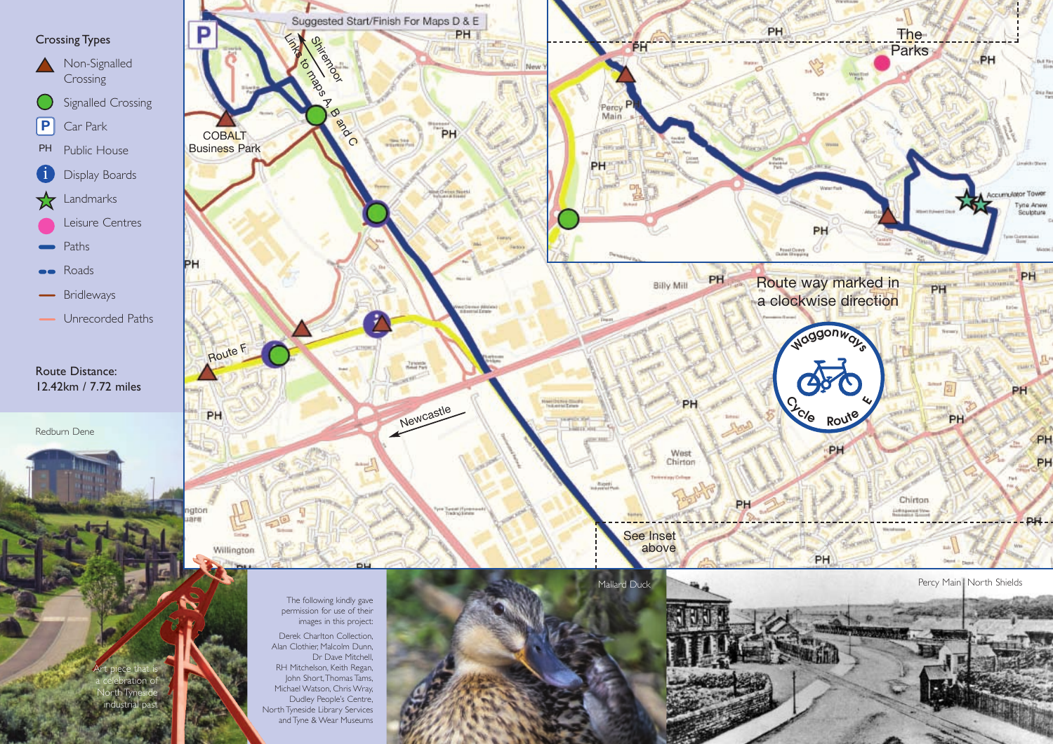## Crossing Types

- Non-Signalled Crossing
- Signalled Crossing
- P Car Park
- PH Public House
- Display Boards
- Landmarks
- Leisure Centres
- Paths
- Roads
- Bridleways
- Unrecorded Paths

**Route Distance:**
12.42km / 7.72 miles

Suggested Start/Finish For Maps D & E

Link to maps A, B and C

Shiremoor

COBALT Business Park

Route F

Newcastle

The Parks

Percy Main

Accumulator Tower

Tyne Anew Sculpture

Billy Mill

Route way marked in a clockwise direction

Waggonways Cycle Route E

West Chirton

Chirton

Willington

See Inset above

Redburn Dene

Art piece that is a celebration of North Tyneside industrial past

The following kindly gave permission for use of their images in this project:

Derek Charlton Collection, Alan Clothier, Malcolm Dunn, Dr Dave Mitchell, RH Mitchelson, Keith Regan, John Short, Thomas Tams, Michael Watson, Chris Wray, Dudley People's Centre, North Tyneside Library Services and Tyne & Wear Museums

Mallard Duck

Percy Main | North Shields